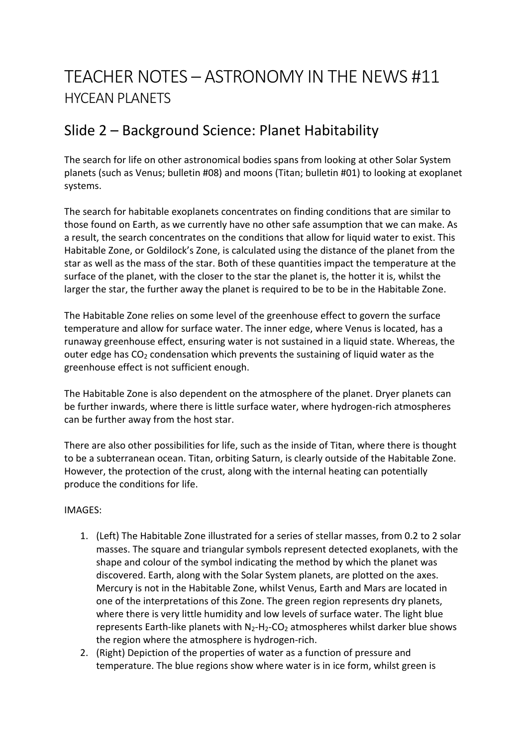# TEACHER NOTES – ASTRONOMY IN THE NEWS #11

## HYCEAN PLANETS

## Slide 2 – Background Science: Planet Habitability

The search for life on other astronomical bodies spans from looking at other Solar System planets (such as Venus; bulletin #08) and moons (Titan; bulletin #01) to looking at exoplanet systems.

The search for habitable exoplanets concentrates on finding conditions that are similar to those found on Earth, as we currently have no other safe assumption that we can make. As a result, the search concentrates on the conditions that allow for liquid water to exist. This Habitable Zone, or Goldilock's Zone, is calculated using the distance of the planet from the star as well as the mass of the star. Both of these quantities impact the temperature at the surface of the planet, with the closer to the star the planet is, the hotter it is, whilst the larger the star, the further away the planet is required to be to be in the Habitable Zone.

The Habitable Zone relies on some level of the greenhouse effect to govern the surface temperature and allow for surface water. The inner edge, where Venus is located, has a runaway greenhouse effect, ensuring water is not sustained in a liquid state. Whereas, the outer edge has $CO_2$ condensation which prevents the sustaining of liquid water as the greenhouse effect is not sufficient enough.

The Habitable Zone is also dependent on the atmosphere of the planet. Dryer planets can be further inwards, where there is little surface water, where hydrogen-rich atmospheres can be further away from the host star.

There are also other possibilities for life, such as the inside of Titan, where there is thought to be a subterranean ocean. Titan, orbiting Saturn, is clearly outside of the Habitable Zone. However, the protection of the crust, along with the internal heating can potentially produce the conditions for life.

IMAGES:

1. (Left) The Habitable Zone illustrated for a series of stellar masses, from 0.2 to 2 solar masses. The square and triangular symbols represent detected exoplanets, with the shape and colour of the symbol indicating the method by which the planet was discovered. Earth, along with the Solar System planets, are plotted on the axes. Mercury is not in the Habitable Zone, whilst Venus, Earth and Mars are located in one of the interpretations of this Zone. The green region represents dry planets, where there is very little humidity and low levels of surface water. The light blue represents Earth-like planets with $N_2$-$H_2$-$CO_2$ atmospheres whilst darker blue shows the region where the atmosphere is hydrogen-rich.
2. (Right) Depiction of the properties of water as a function of pressure and temperature. The blue regions show where water is in ice form, whilst green is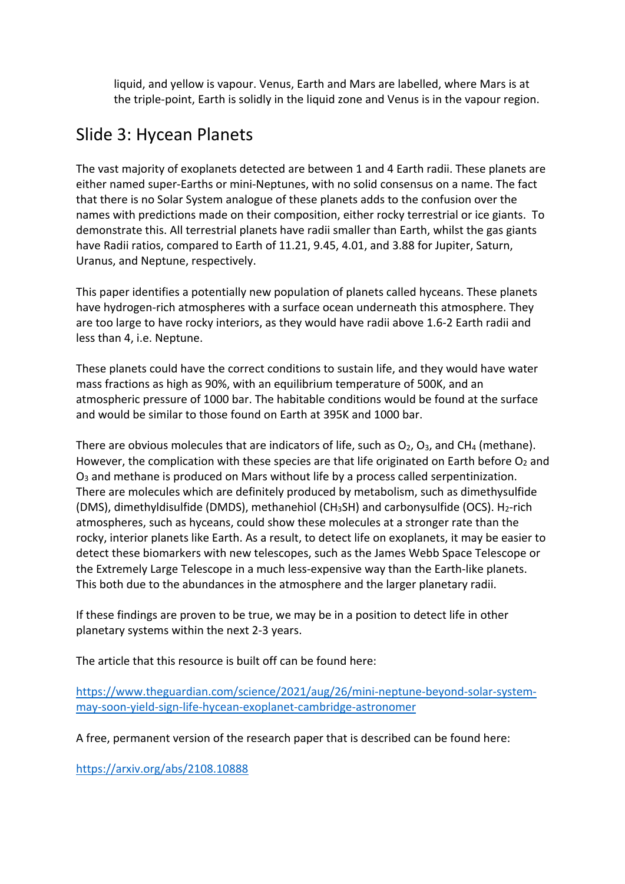liquid, and yellow is vapour. Venus, Earth and Mars are labelled, where Mars is at the triple-point, Earth is solidly in the liquid zone and Venus is in the vapour region.

## Slide 3: Hycean Planets

The vast majority of exoplanets detected are between 1 and 4 Earth radii. These planets are either named super-Earths or mini-Neptunes, with no solid consensus on a name. The fact that there is no Solar System analogue of these planets adds to the confusion over the names with predictions made on their composition, either rocky terrestrial or ice giants. To demonstrate this. All terrestrial planets have radii smaller than Earth, whilst the gas giants have Radii ratios, compared to Earth of 11.21, 9.45, 4.01, and 3.88 for Jupiter, Saturn, Uranus, and Neptune, respectively.

This paper identifies a potentially new population of planets called hyceans. These planets have hydrogen-rich atmospheres with a surface ocean underneath this atmosphere. They are too large to have rocky interiors, as they would have radii above 1.6-2 Earth radii and less than 4, i.e. Neptune.

These planets could have the correct conditions to sustain life, and they would have water mass fractions as high as 90%, with an equilibrium temperature of 500K, and an atmospheric pressure of 1000 bar. The habitable conditions would be found at the surface and would be similar to those found on Earth at 395K and 1000 bar.

There are obvious molecules that are indicators of life, such as $O_2$, $O_3$, and $CH_4$ (methane). However, the complication with these species are that life originated on Earth before $O_2$ and $O_3$ and methane is produced on Mars without life by a process called serpentinization. There are molecules which are definitely produced by metabolism, such as dimethysulfide (DMS), dimethyldisulfide (DMDS), methanehiol ($CH_3SH$) and carbonysulfide (OCS). $H_2$-rich atmospheres, such as hyceans, could show these molecules at a stronger rate than the rocky, interior planets like Earth. As a result, to detect life on exoplanets, it may be easier to detect these biomarkers with new telescopes, such as the James Webb Space Telescope or the Extremely Large Telescope in a much less-expensive way than the Earth-like planets. This both due to the abundances in the atmosphere and the larger planetary radii.

If these findings are proven to be true, we may be in a position to detect life in other planetary systems within the next 2-3 years.

The article that this resource is built off can be found here:

https://www.theguardian.com/science/2021/aug/26/mini-neptune-beyond-solar-system-may-soon-yield-sign-life-hycean-exoplanet-cambridge-astronomer

A free, permanent version of the research paper that is described can be found here:

https://arxiv.org/abs/2108.10888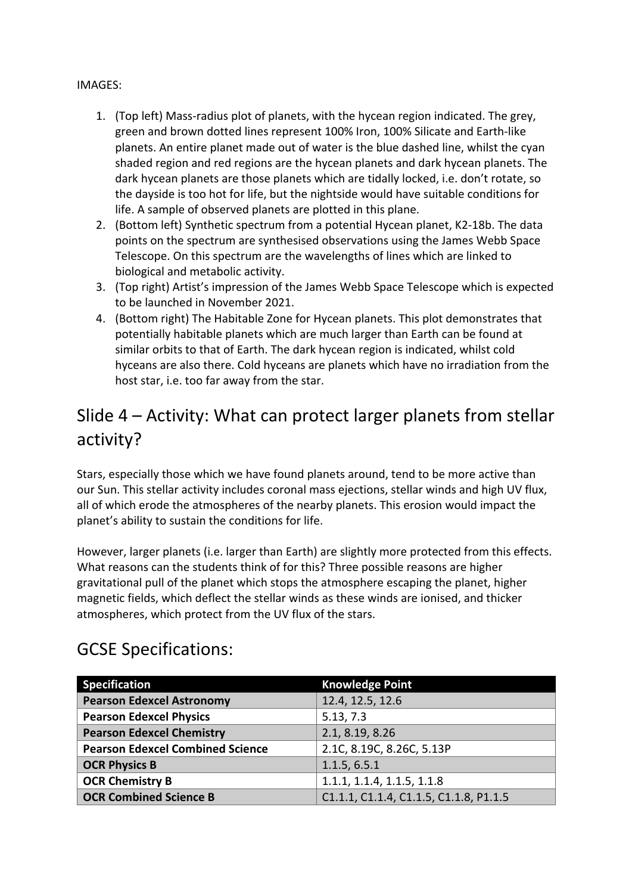IMAGES:

1. (Top left) Mass-radius plot of planets, with the hycean region indicated. The grey, green and brown dotted lines represent 100% Iron, 100% Silicate and Earth-like planets. An entire planet made out of water is the blue dashed line, whilst the cyan shaded region and red regions are the hycean planets and dark hycean planets. The dark hycean planets are those planets which are tidally locked, i.e. don't rotate, so the dayside is too hot for life, but the nightside would have suitable conditions for life. A sample of observed planets are plotted in this plane.
2. (Bottom left) Synthetic spectrum from a potential Hycean planet, K2-18b. The data points on the spectrum are synthesised observations using the James Webb Space Telescope. On this spectrum are the wavelengths of lines which are linked to biological and metabolic activity.
3. (Top right) Artist's impression of the James Webb Space Telescope which is expected to be launched in November 2021.
4. (Bottom right) The Habitable Zone for Hycean planets. This plot demonstrates that potentially habitable planets which are much larger than Earth can be found at similar orbits to that of Earth. The dark hycean region is indicated, whilst cold hyceans are also there. Cold hyceans are planets which have no irradiation from the host star, i.e. too far away from the star.

## Slide 4 – Activity: What can protect larger planets from stellar activity?

Stars, especially those which we have found planets around, tend to be more active than our Sun. This stellar activity includes coronal mass ejections, stellar winds and high UV flux, all of which erode the atmospheres of the nearby planets. This erosion would impact the planet's ability to sustain the conditions for life.

However, larger planets (i.e. larger than Earth) are slightly more protected from this effects. What reasons can the students think of for this? Three possible reasons are higher gravitational pull of the planet which stops the atmosphere escaping the planet, higher magnetic fields, which deflect the stellar winds as these winds are ionised, and thicker atmospheres, which protect from the UV flux of the stars.

## GCSE Specifications:

| Specification | Knowledge Point |
|---|---|
| **Pearson Edexcel Astronomy** | 12.4, 12.5, 12.6 |
| **Pearson Edexcel Physics** | 5.13, 7.3 |
| **Pearson Edexcel Chemistry** | 2.1, 8.19, 8.26 |
| **Pearson Edexcel Combined Science** | 2.1C, 8.19C, 8.26C, 5.13P |
| **OCR Physics B** | 1.1.5, 6.5.1 |
| **OCR Chemistry B** | 1.1.1, 1.1.4, 1.1.5, 1.1.8 |
| **OCR Combined Science B** | C1.1.1, C1.1.4, C1.1.5, C1.1.8, P1.1.5 |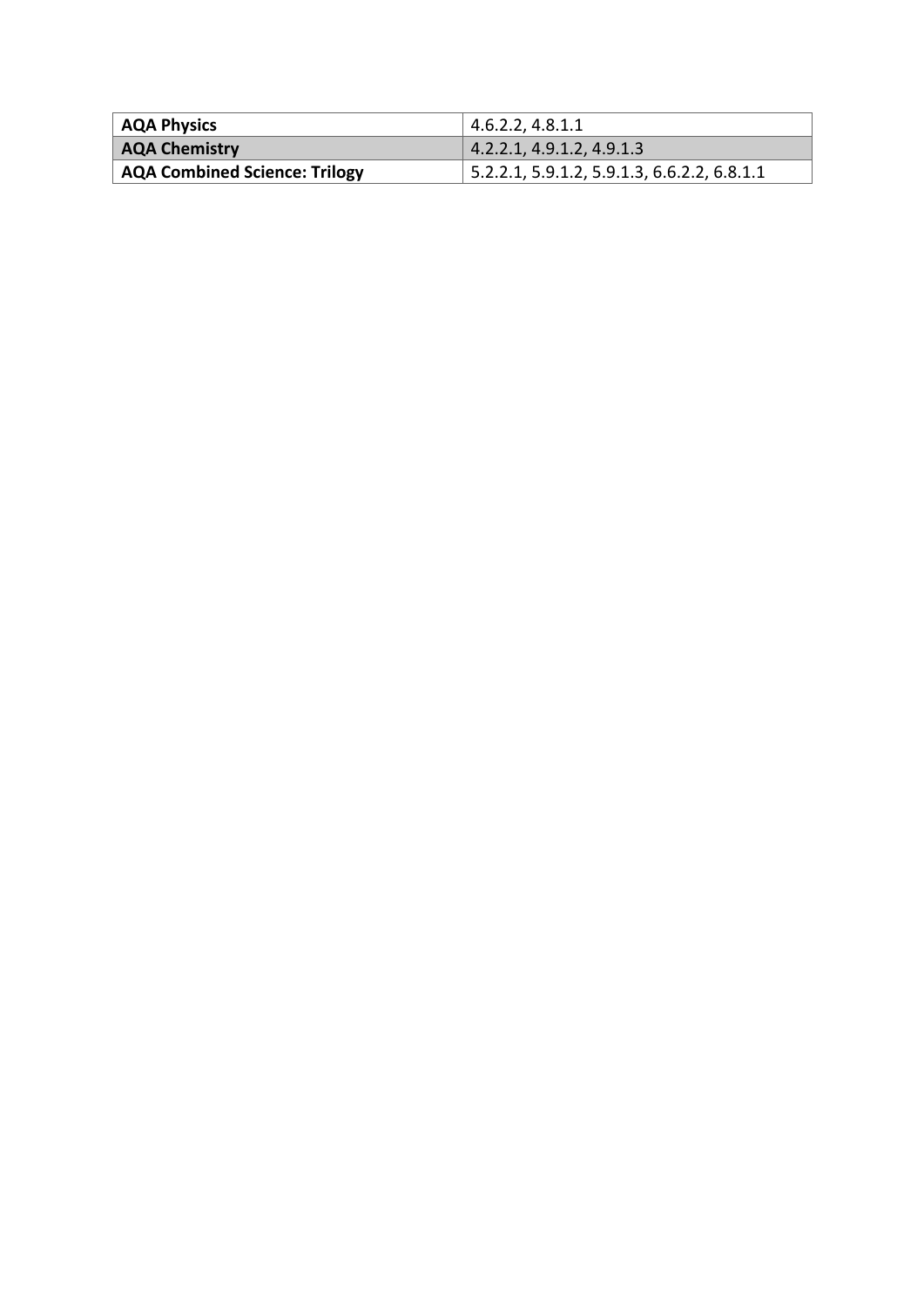| | |
|---|---|
| **AQA Physics** | 4.6.2.2, 4.8.1.1 |
| **AQA Chemistry** | 4.2.2.1, 4.9.1.2, 4.9.1.3 |
| **AQA Combined Science: Trilogy** | 5.2.2.1, 5.9.1.2, 5.9.1.3, 6.6.2.2, 6.8.1.1 |